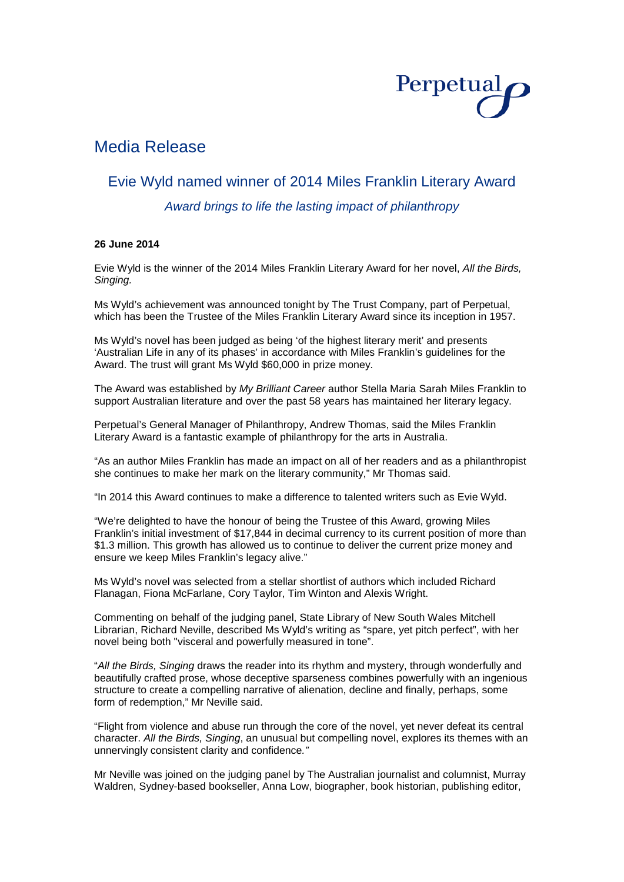Perpetual

# Media Release

## Evie Wyld named winner of 2014 Miles Franklin Literary Award

*Award brings to life the lasting impact of philanthropy*

**26 June 2014**

Evie Wyld is the winner of the 2014 Miles Franklin Literary Award for her novel, *All the Birds, Singing.*

Ms Wyld's achievement was announced tonight by The Trust Company, part of Perpetual, which has been the Trustee of the Miles Franklin Literary Award since its inception in 1957.

Ms Wyld's novel has been judged as being 'of the highest literary merit' and presents 'Australian Life in any of its phases' in accordance with Miles Franklin's guidelines for the Award. The trust will grant Ms Wyld $60,000 in prize money.

The Award was established by *My Brilliant Career* author Stella Maria Sarah Miles Franklin to support Australian literature and over the past 58 years has maintained her literary legacy.

Perpetual's General Manager of Philanthropy, Andrew Thomas, said the Miles Franklin Literary Award is a fantastic example of philanthropy for the arts in Australia.

"As an author Miles Franklin has made an impact on all of her readers and as a philanthropist she continues to make her mark on the literary community," Mr Thomas said.

"In 2014 this Award continues to make a difference to talented writers such as Evie Wyld.

"We're delighted to have the honour of being the Trustee of this Award, growing Miles Franklin's initial investment of $17,844 in decimal currency to its current position of more than $1.3 million. This growth has allowed us to continue to deliver the current prize money and ensure we keep Miles Franklin's legacy alive."

Ms Wyld's novel was selected from a stellar shortlist of authors which included Richard Flanagan, Fiona McFarlane, Cory Taylor, Tim Winton and Alexis Wright.

Commenting on behalf of the judging panel, State Library of New South Wales Mitchell Librarian, Richard Neville, described Ms Wyld's writing as "spare, yet pitch perfect", with her novel being both "visceral and powerfully measured in tone".

"*All the Birds, Singing* draws the reader into its rhythm and mystery, through wonderfully and beautifully crafted prose, whose deceptive sparseness combines powerfully with an ingenious structure to create a compelling narrative of alienation, decline and finally, perhaps, some form of redemption," Mr Neville said.

"Flight from violence and abuse run through the core of the novel, yet never defeat its central character. *All the Birds, Singing*, an unusual but compelling novel, explores its themes with an unnervingly consistent clarity and confidence."

Mr Neville was joined on the judging panel by The Australian journalist and columnist, Murray Waldren, Sydney-based bookseller, Anna Low, biographer, book historian, publishing editor,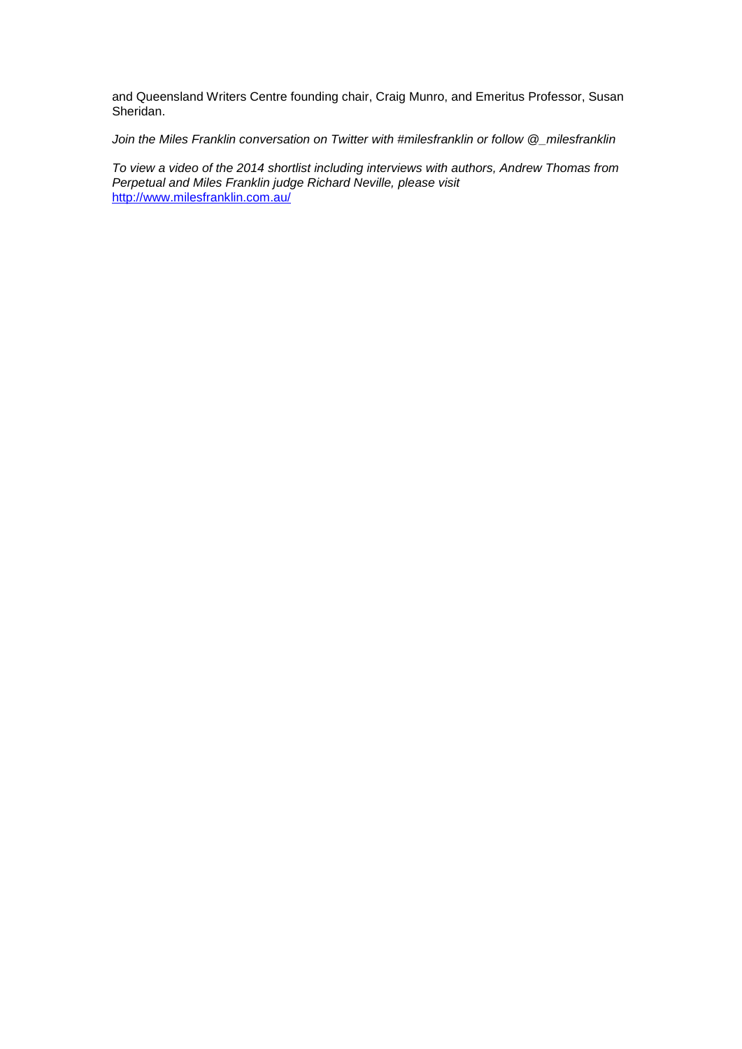and Queensland Writers Centre founding chair, Craig Munro, and Emeritus Professor, Susan Sheridan.

*Join the Miles Franklin conversation on Twitter with #milesfranklin or follow @_milesfranklin*

*To view a video of the 2014 shortlist including interviews with authors, Andrew Thomas from Perpetual and Miles Franklin judge Richard Neville, please visit*
[http://www.milesfranklin.com.au/](http://www.milesfranklin.com.au/)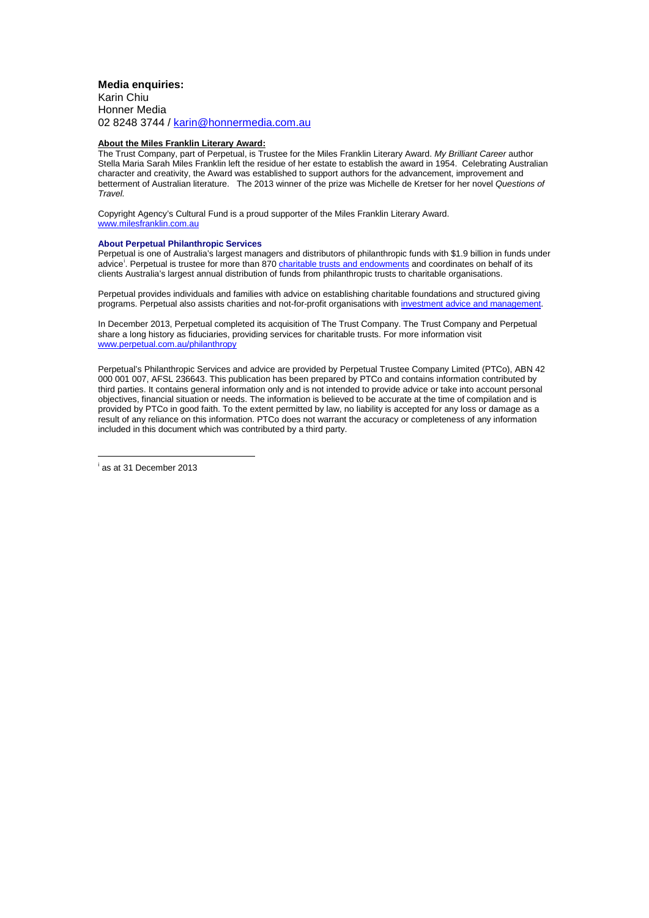**Media enquiries:**
Karin Chiu
Honner Media
02 8248 3744 / karin@honnermedia.com.au

**About the Miles Franklin Literary Award:**

The Trust Company, part of Perpetual, is Trustee for the Miles Franklin Literary Award. *My Brilliant Career* author Stella Maria Sarah Miles Franklin left the residue of her estate to establish the award in 1954. Celebrating Australian character and creativity, the Award was established to support authors for the advancement, improvement and betterment of Australian literature. The 2013 winner of the prize was Michelle de Kretser for her novel *Questions of Travel.*

Copyright Agency's Cultural Fund is a proud supporter of the Miles Franklin Literary Award.
www.milesfranklin.com.au

**About Perpetual Philanthropic Services**

Perpetual is one of Australia's largest managers and distributors of philanthropic funds with $1.9 billion in funds under advice[i]. Perpetual is trustee for more than 870 charitable trusts and endowments and coordinates on behalf of its clients Australia's largest annual distribution of funds from philanthropic trusts to charitable organisations.

Perpetual provides individuals and families with advice on establishing charitable foundations and structured giving programs. Perpetual also assists charities and not-for-profit organisations with investment advice and management.

In December 2013, Perpetual completed its acquisition of The Trust Company. The Trust Company and Perpetual share a long history as fiduciaries, providing services for charitable trusts. For more information visit www.perpetual.com.au/philanthropy

Perpetual's Philanthropic Services and advice are provided by Perpetual Trustee Company Limited (PTCo), ABN 42 000 001 007, AFSL 236643. This publication has been prepared by PTCo and contains information contributed by third parties. It contains general information only and is not intended to provide advice or take into account personal objectives, financial situation or needs. The information is believed to be accurate at the time of compilation and is provided by PTCo in good faith. To the extent permitted by law, no liability is accepted for any loss or damage as a result of any reliance on this information. PTCo does not warrant the accuracy or completeness of any information included in this document which was contributed by a third party.

---

[i] as at 31 December 2013